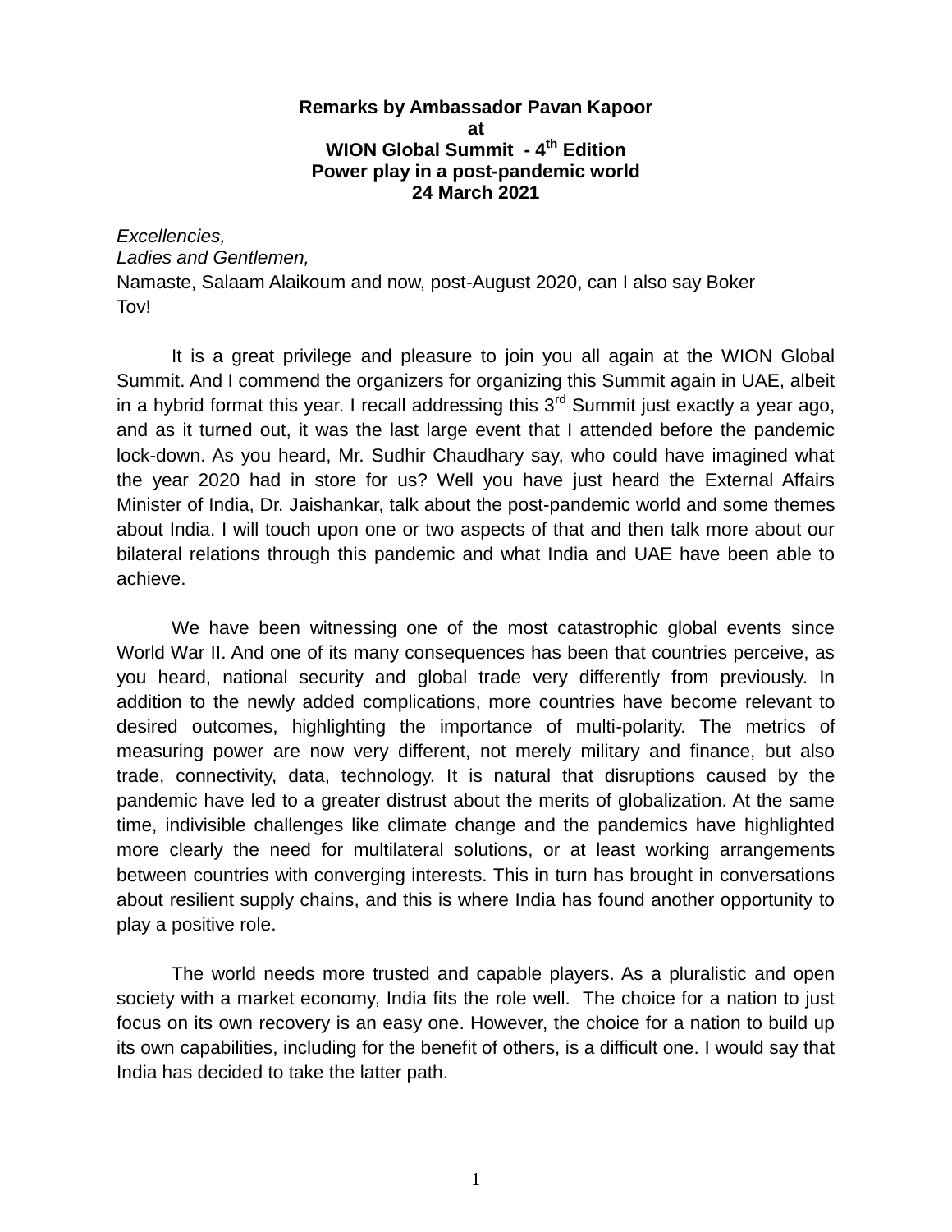**Remarks by Ambassador Pavan Kapoor**
**at**
**WION Global Summit - 4th Edition**
**Power play in a post-pandemic world**
**24 March 2021**

*Excellencies,*
*Ladies and Gentlemen,*
Namaste, Salaam Alaikoum and now, post-August 2020, can I also say Boker Tov!

It is a great privilege and pleasure to join you all again at the WION Global Summit. And I commend the organizers for organizing this Summit again in UAE, albeit in a hybrid format this year. I recall addressing this 3rd Summit just exactly a year ago, and as it turned out, it was the last large event that I attended before the pandemic lock-down. As you heard, Mr. Sudhir Chaudhary say, who could have imagined what the year 2020 had in store for us? Well you have just heard the External Affairs Minister of India, Dr. Jaishankar, talk about the post-pandemic world and some themes about India. I will touch upon one or two aspects of that and then talk more about our bilateral relations through this pandemic and what India and UAE have been able to achieve.

We have been witnessing one of the most catastrophic global events since World War II. And one of its many consequences has been that countries perceive, as you heard, national security and global trade very differently from previously. In addition to the newly added complications, more countries have become relevant to desired outcomes, highlighting the importance of multi-polarity. The metrics of measuring power are now very different, not merely military and finance, but also trade, connectivity, data, technology. It is natural that disruptions caused by the pandemic have led to a greater distrust about the merits of globalization. At the same time, indivisible challenges like climate change and the pandemics have highlighted more clearly the need for multilateral solutions, or at least working arrangements between countries with converging interests. This in turn has brought in conversations about resilient supply chains, and this is where India has found another opportunity to play a positive role.

The world needs more trusted and capable players. As a pluralistic and open society with a market economy, India fits the role well. The choice for a nation to just focus on its own recovery is an easy one. However, the choice for a nation to build up its own capabilities, including for the benefit of others, is a difficult one. I would say that India has decided to take the latter path.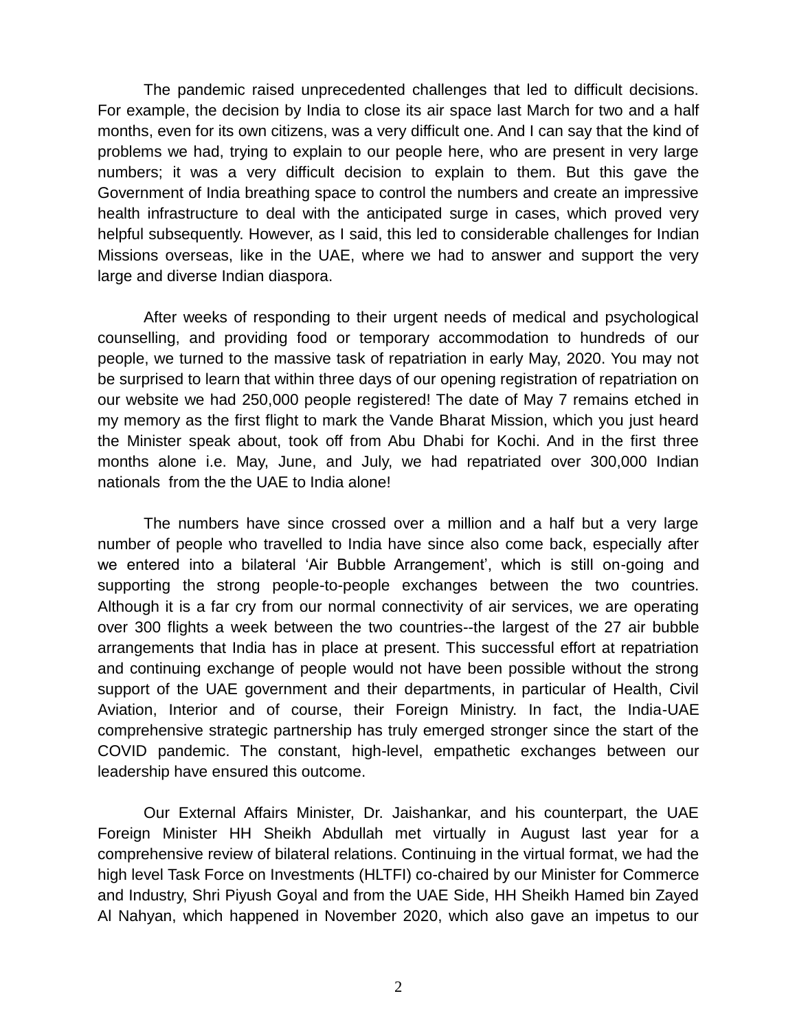The pandemic raised unprecedented challenges that led to difficult decisions. For example, the decision by India to close its air space last March for two and a half months, even for its own citizens, was a very difficult one. And I can say that the kind of problems we had, trying to explain to our people here, who are present in very large numbers; it was a very difficult decision to explain to them. But this gave the Government of India breathing space to control the numbers and create an impressive health infrastructure to deal with the anticipated surge in cases, which proved very helpful subsequently. However, as I said, this led to considerable challenges for Indian Missions overseas, like in the UAE, where we had to answer and support the very large and diverse Indian diaspora.

After weeks of responding to their urgent needs of medical and psychological counselling, and providing food or temporary accommodation to hundreds of our people, we turned to the massive task of repatriation in early May, 2020. You may not be surprised to learn that within three days of our opening registration of repatriation on our website we had 250,000 people registered! The date of May 7 remains etched in my memory as the first flight to mark the Vande Bharat Mission, which you just heard the Minister speak about, took off from Abu Dhabi for Kochi. And in the first three months alone i.e. May, June, and July, we had repatriated over 300,000 Indian nationals from the the UAE to India alone!

The numbers have since crossed over a million and a half but a very large number of people who travelled to India have since also come back, especially after we entered into a bilateral 'Air Bubble Arrangement', which is still on-going and supporting the strong people-to-people exchanges between the two countries. Although it is a far cry from our normal connectivity of air services, we are operating over 300 flights a week between the two countries--the largest of the 27 air bubble arrangements that India has in place at present. This successful effort at repatriation and continuing exchange of people would not have been possible without the strong support of the UAE government and their departments, in particular of Health, Civil Aviation, Interior and of course, their Foreign Ministry. In fact, the India-UAE comprehensive strategic partnership has truly emerged stronger since the start of the COVID pandemic. The constant, high-level, empathetic exchanges between our leadership have ensured this outcome.

Our External Affairs Minister, Dr. Jaishankar, and his counterpart, the UAE Foreign Minister HH Sheikh Abdullah met virtually in August last year for a comprehensive review of bilateral relations. Continuing in the virtual format, we had the high level Task Force on Investments (HLTFI) co-chaired by our Minister for Commerce and Industry, Shri Piyush Goyal and from the UAE Side, HH Sheikh Hamed bin Zayed Al Nahyan, which happened in November 2020, which also gave an impetus to our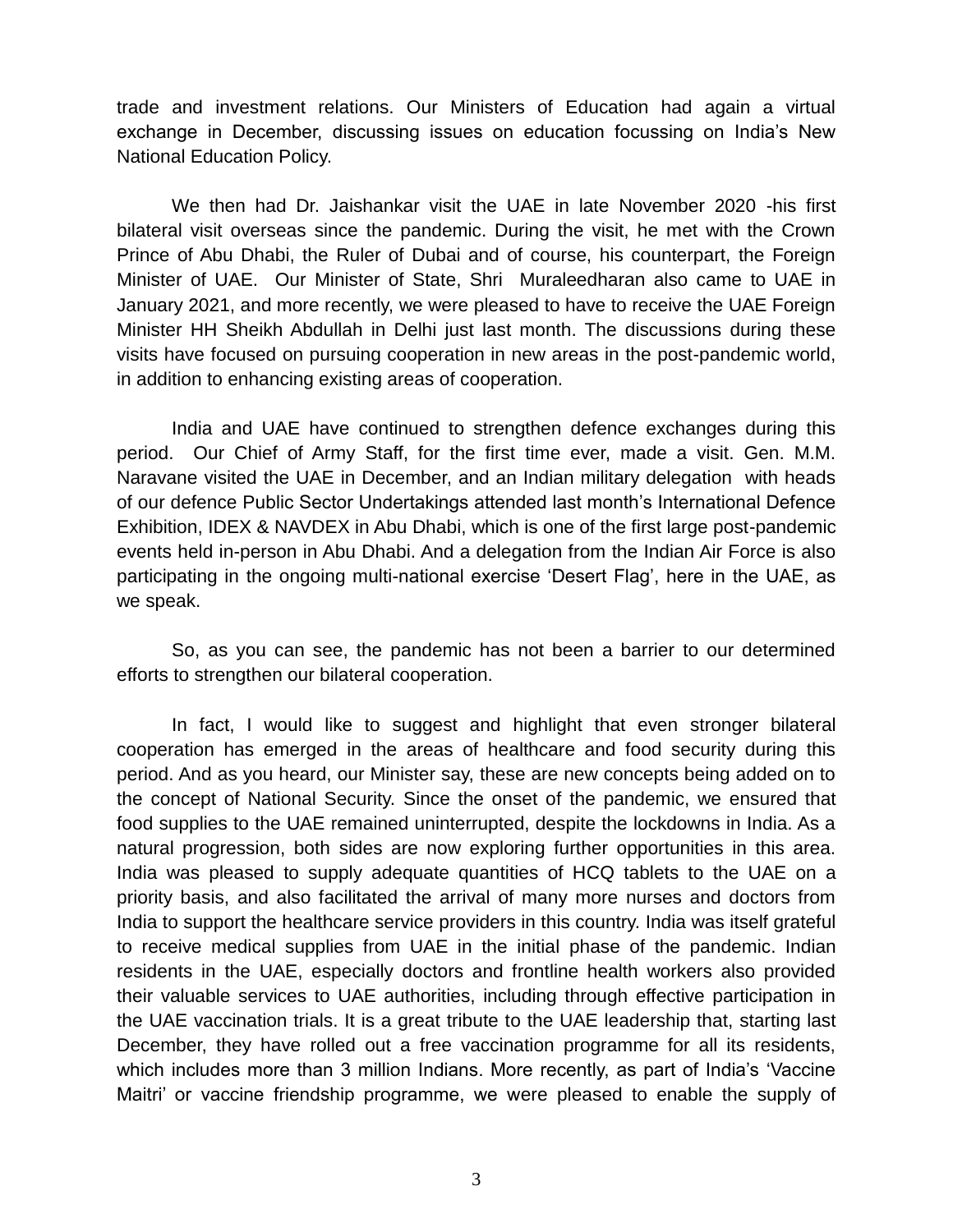trade and investment relations. Our Ministers of Education had again a virtual exchange in December, discussing issues on education focussing on India's New National Education Policy.

We then had Dr. Jaishankar visit the UAE in late November 2020 -his first bilateral visit overseas since the pandemic. During the visit, he met with the Crown Prince of Abu Dhabi, the Ruler of Dubai and of course, his counterpart, the Foreign Minister of UAE. Our Minister of State, Shri Muraleedharan also came to UAE in January 2021, and more recently, we were pleased to have to receive the UAE Foreign Minister HH Sheikh Abdullah in Delhi just last month. The discussions during these visits have focused on pursuing cooperation in new areas in the post-pandemic world, in addition to enhancing existing areas of cooperation.

India and UAE have continued to strengthen defence exchanges during this period. Our Chief of Army Staff, for the first time ever, made a visit. Gen. M.M. Naravane visited the UAE in December, and an Indian military delegation with heads of our defence Public Sector Undertakings attended last month's International Defence Exhibition, IDEX & NAVDEX in Abu Dhabi, which is one of the first large post-pandemic events held in-person in Abu Dhabi. And a delegation from the Indian Air Force is also participating in the ongoing multi-national exercise 'Desert Flag', here in the UAE, as we speak.

So, as you can see, the pandemic has not been a barrier to our determined efforts to strengthen our bilateral cooperation.

In fact, I would like to suggest and highlight that even stronger bilateral cooperation has emerged in the areas of healthcare and food security during this period. And as you heard, our Minister say, these are new concepts being added on to the concept of National Security. Since the onset of the pandemic, we ensured that food supplies to the UAE remained uninterrupted, despite the lockdowns in India. As a natural progression, both sides are now exploring further opportunities in this area. India was pleased to supply adequate quantities of HCQ tablets to the UAE on a priority basis, and also facilitated the arrival of many more nurses and doctors from India to support the healthcare service providers in this country. India was itself grateful to receive medical supplies from UAE in the initial phase of the pandemic. Indian residents in the UAE, especially doctors and frontline health workers also provided their valuable services to UAE authorities, including through effective participation in the UAE vaccination trials. It is a great tribute to the UAE leadership that, starting last December, they have rolled out a free vaccination programme for all its residents, which includes more than 3 million Indians. More recently, as part of India's 'Vaccine Maitri' or vaccine friendship programme, we were pleased to enable the supply of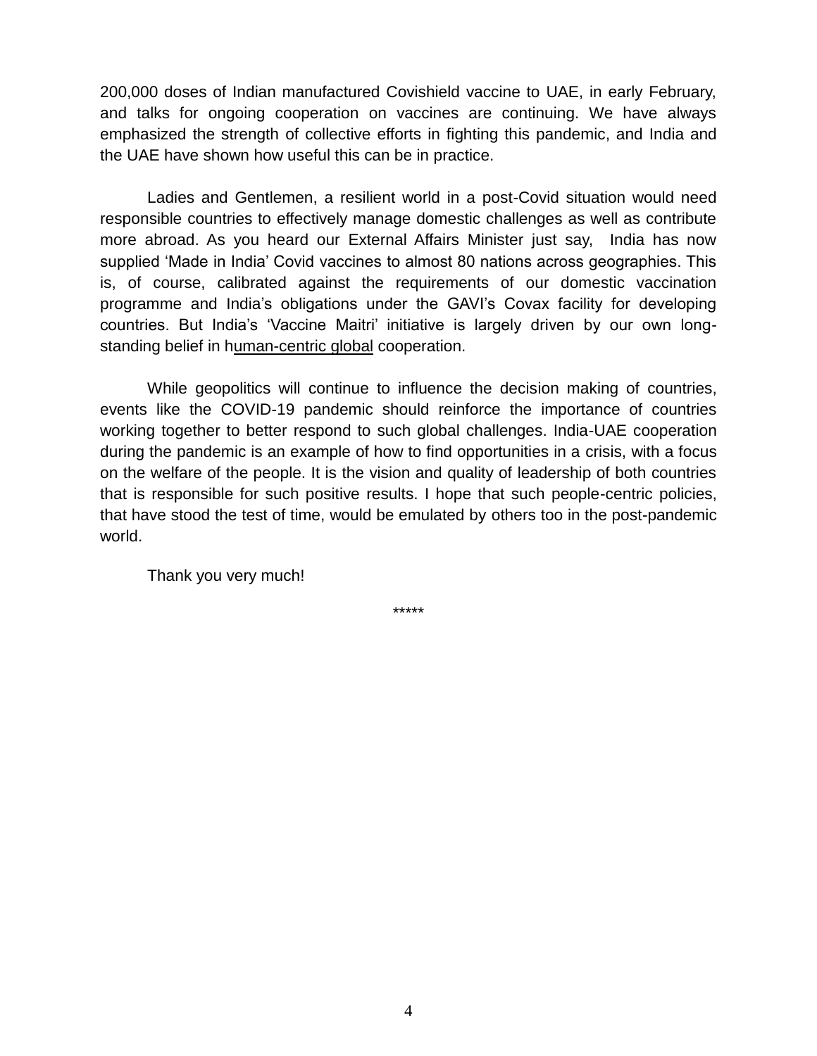200,000 doses of Indian manufactured Covishield vaccine to UAE, in early February, and talks for ongoing cooperation on vaccines are continuing. We have always emphasized the strength of collective efforts in fighting this pandemic, and India and the UAE have shown how useful this can be in practice.

Ladies and Gentlemen, a resilient world in a post-Covid situation would need responsible countries to effectively manage domestic challenges as well as contribute more abroad. As you heard our External Affairs Minister just say, India has now supplied 'Made in India' Covid vaccines to almost 80 nations across geographies. This is, of course, calibrated against the requirements of our domestic vaccination programme and India's obligations under the GAVI's Covax facility for developing countries. But India's 'Vaccine Maitri' initiative is largely driven by our own long-standing belief in human-centric global cooperation.

While geopolitics will continue to influence the decision making of countries, events like the COVID-19 pandemic should reinforce the importance of countries working together to better respond to such global challenges. India-UAE cooperation during the pandemic is an example of how to find opportunities in a crisis, with a focus on the welfare of the people. It is the vision and quality of leadership of both countries that is responsible for such positive results. I hope that such people-centric policies, that have stood the test of time, would be emulated by others too in the post-pandemic world.

Thank you very much!

*****